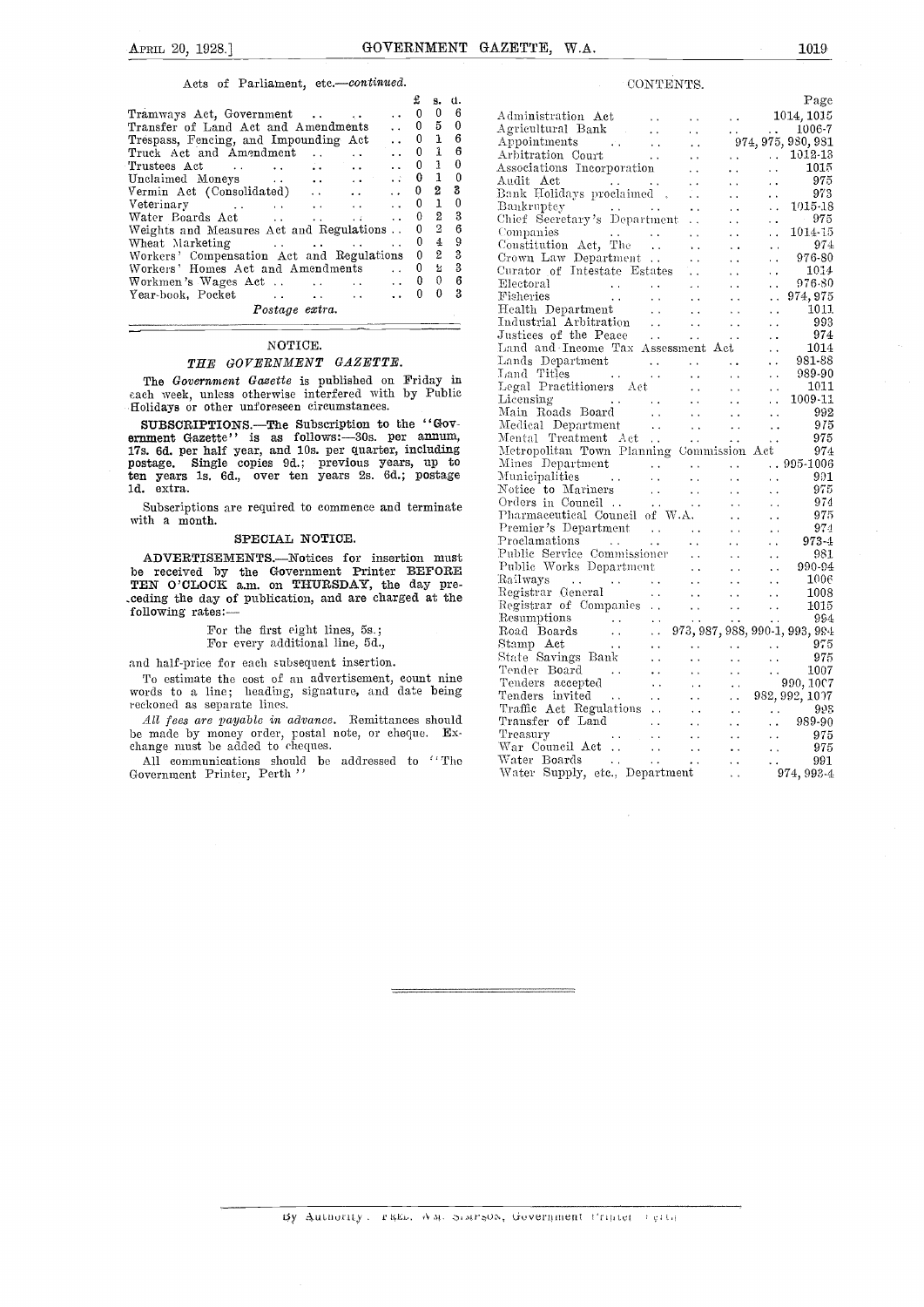Acts of Parliament, etc.—*continued.*

| | £ | s. | d. |
|---|---|---|---|
| Tramways Act, Government | 0 | 0 | 6 |
| Transfer of Land Act and Amendments | 0 | 5 | 0 |
| Trespass, Fencing, and Impounding Act | 0 | 1 | 6 |
| Truck Act and Amendment | 0 | 1 | 6 |
| Trustees Act | 0 | 1 | 0 |
| Unclaimed Moneys | 0 | 1 | 0 |
| Vermin Act (Consolidated) | 0 | 2 | 3 |
| Veterinary | 0 | 1 | 0 |
| Water Boards Act | 0 | 2 | 3 |
| Weights and Measures Act and Regulations | 0 | 2 | 6 |
| Wheat Marketing | 0 | 4 | 9 |
| Workers' Compensation Act and Regulations | 0 | 2 | 3 |
| Workers' Homes Act and Amendments | 0 | 2 | 3 |
| Workmen's Wages Act | 0 | 0 | 6 |
| Year-book, Pocket | 0 | 0 | 3 |

*Postage extra.*

## NOTICE.

### *THE GOVERNMENT GAZETTE.*

The *Government Gazette* is published on Friday in each week, unless otherwise interfered with by Public Holidays or other unforeseen circumstances.

**SUBSCRIPTIONS.—The Subscription to the "Government Gazette" is as follows:—30s. per annum, 17s. 6d. per half year, and 10s. per quarter, including postage. Single copies 9d.; previous years, up to ten years 1s. 6d., over ten years 2s. 6d.; postage 1d. extra.**

Subscriptions are required to commence and terminate with a month.

### SPECIAL NOTICE.

**ADVERTISEMENTS.**—Notices for insertion must be received by the Government Printer **BEFORE TEN O'CLOCK** a.m. on **THURSDAY**, the day preceding the day of publication, and are charged at the following rates:—

For the first eight lines, 5s.;
For every additional line, 5d.,

and half-price for each subsequent insertion.

To estimate the cost of an advertisement, count nine words to a line; heading, signature, and date being reckoned as separate lines.

*All fees are payable in advance.* Remittances should be made by money order, postal note, or cheque. Exchange must be added to cheques.

All communications should be addressed to "The Government Printer, Perth"

## CONTENTS.

| | Page |
|---|---|
| Administration Act | 1014, 1015 |
| Agricultural Bank | 1006-7 |
| Appointments | 974, 975, 980, 981 |
| Arbitration Court | 1012-13 |
| Associations Incorporation | 1015 |
| Audit Act | 975 |
| Bank Holidays proclaimed | 973 |
| Bankruptcy | 1015-18 |
| Chief Secretary's Department | 975 |
| Companies | 1014-15 |
| Constitution Act, The | 974 |
| Crown Law Department | 976-80 |
| Curator of Intestate Estates | 1014 |
| Electoral | 976-80 |
| Fisheries | 974, 975 |
| Health Department | 1011 |
| Industrial Arbitration | 993 |
| Justices of the Peace | 974 |
| Land and Income Tax Assessment Act | 1014 |
| Lands Department | 981-88 |
| Land Titles | 989-90 |
| Legal Practitioners Act | 1011 |
| Licensing | 1009-11 |
| Main Roads Board | 992 |
| Medical Department | 975 |
| Mental Treatment Act | 975 |
| Metropolitan Town Planning Commission Act | 974 |
| Mines Department | 995-1006 |
| Municipalities | 991 |
| Notice to Mariners | 975 |
| Orders in Council | 974 |
| Pharmaceutical Council of W.A. | 975 |
| Premier's Department | 974 |
| Proclamations | 973-4 |
| Public Service Commissioner | 981 |
| Public Works Department | 990-94 |
| Railways | 1006 |
| Registrar General | 1008 |
| Registrar of Companies | 1015 |
| Resumptions | 994 |
| Road Boards | 973, 987, 988, 990-1, 993, 994 |
| Stamp Act | 975 |
| State Savings Bank | 975 |
| Tender Board | 1007 |
| Tenders accepted | 990, 1007 |
| Tenders invited | 982, 992, 1007 |
| Traffic Act Regulations | 993 |
| Transfer of Land | 989-90 |
| Treasury | 975 |
| War Council Act | 975 |
| Water Boards | 991 |
| Water Supply, etc., Department | 974, 993-4 |

By Authority: FRED. WM. SIMPSON, Government Printer, Perth.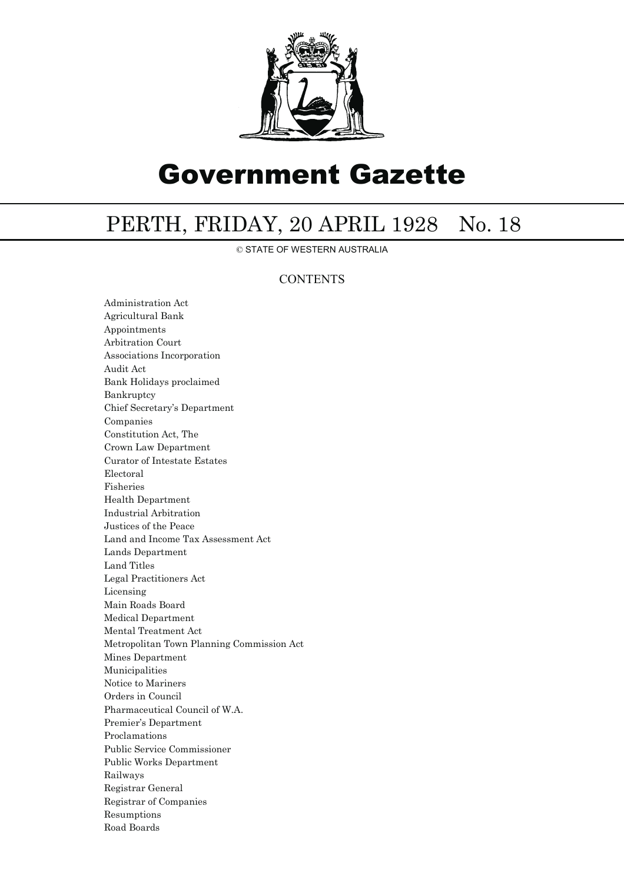# Government Gazette

## PERTH, FRIDAY, 20 APRIL 1928 No. 18

© STATE OF WESTERN AUSTRALIA

### CONTENTS

Administration Act
Agricultural Bank
Appointments
Arbitration Court
Associations Incorporation
Audit Act
Bank Holidays proclaimed
Bankruptcy
Chief Secretary's Department
Companies
Constitution Act, The
Crown Law Department
Curator of Intestate Estates
Electoral
Fisheries
Health Department
Industrial Arbitration
Justices of the Peace
Land and Income Tax Assessment Act
Lands Department
Land Titles
Legal Practitioners Act
Licensing
Main Roads Board
Medical Department
Mental Treatment Act
Metropolitan Town Planning Commission Act
Mines Department
Municipalities
Notice to Mariners
Orders in Council
Pharmaceutical Council of W.A.
Premier's Department
Proclamations
Public Service Commissioner
Public Works Department
Railways
Registrar General
Registrar of Companies
Resumptions
Road Boards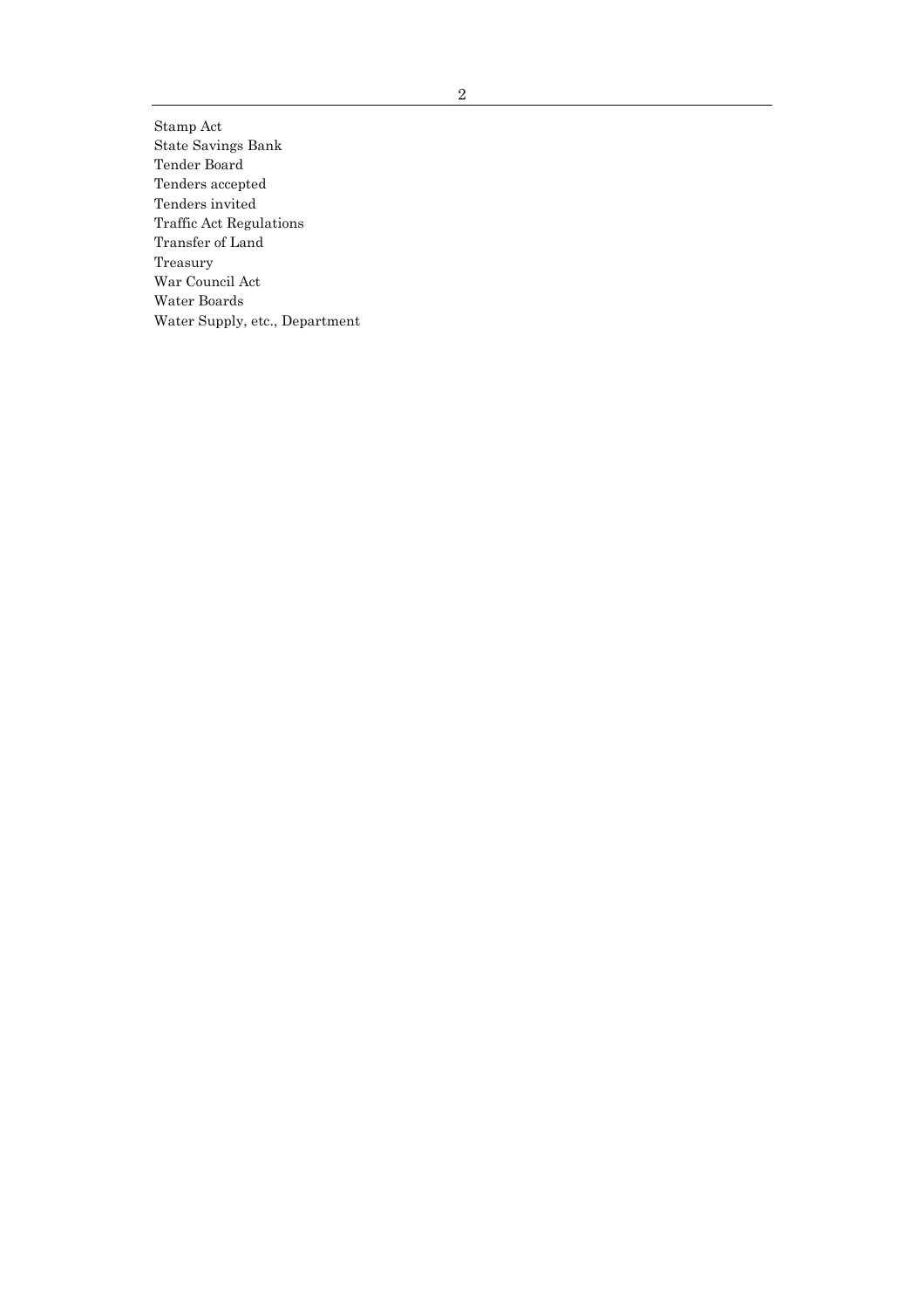Stamp Act
State Savings Bank
Tender Board
Tenders accepted
Tenders invited
Traffic Act Regulations
Transfer of Land
Treasury
War Council Act
Water Boards
Water Supply, etc., Department